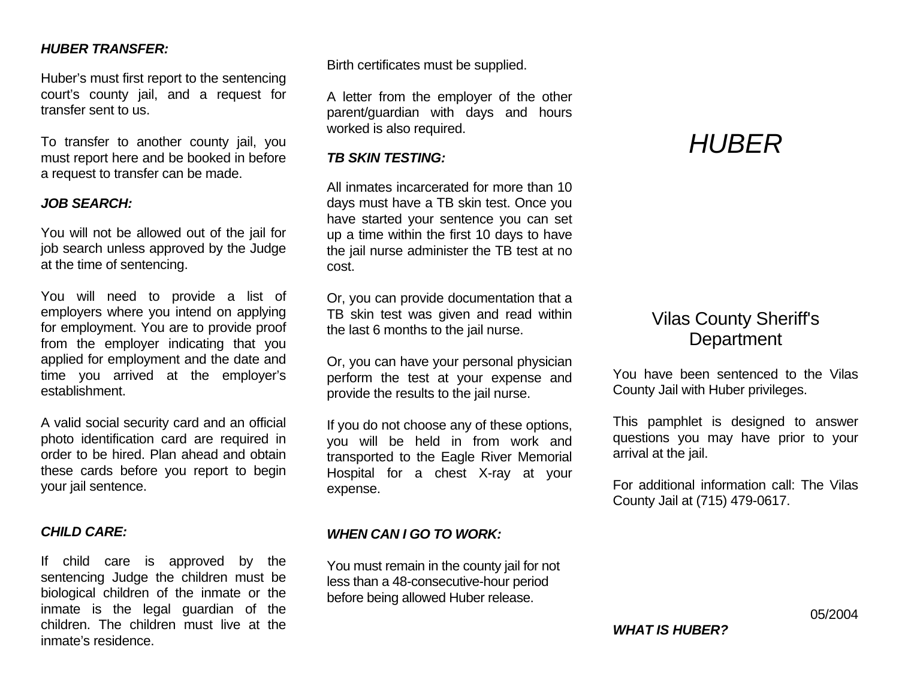### *HUBER TRANSFER:*

Huber's must first report to the sentencing court's county jail, and a request for transfer sent to us.

To transfer to another county jail, you must report here and be booked in before a request to transfer can be made.

### *JOB SEARCH:*

You will not be allowed out of the jail for job search unless approved by the Judge at the time of sentencing.

You will need to provide a list of employers where you intend on applying for employment. You are to provide proof from the employer indicating that you applied for employment and the date and time you arrived at the employer's establishment.

A valid social security card and an official photo identification card are required in order to be hired. Plan ahead and obtain these cards before you report to begin your jail sentence.

### *CHILD CARE:*

If child care is approved by the sentencing Judge the children must be biological children of the inmate or the inmate is the legal guardian of the children. The children must live at the inmate's residence.

Birth certificates must be supplied.

A letter from the employer of the other parent/guardian with days and hours worked is also required.

### *TB SKIN TESTING:*

All inmates incarcerated for more than 10 days must have a TB skin test. Once you have started your sentence you can set up a time within the first 10 days to have the jail nurse administer the TB test at no cost.

Or, you can provide documentation that a TB skin test was given and read within the last 6 months to the jail nurse.

Or, you can have your personal physician perform the test at your expense and provide the results to the jail nurse.

If you do not choose any of these options, you will be held in from work and transported to the Eagle River Memorial Hospital for a chest X-ray at your expense.

### *WHEN CAN I GO TO WORK:*

You must remain in the county jail for not less than a 48-consecutive-hour period before being allowed Huber release.

# *HUBER*

## Vilas County Sheriff's Department

You have been sentenced to the Vilas County Jail with Huber privileges.

This pamphlet is designed to answer questions you may have prior to your arrival at the jail.

For additional information call: The Vilas County Jail at (715) 479-0617.

05/2004

### *WHAT IS HUBER?*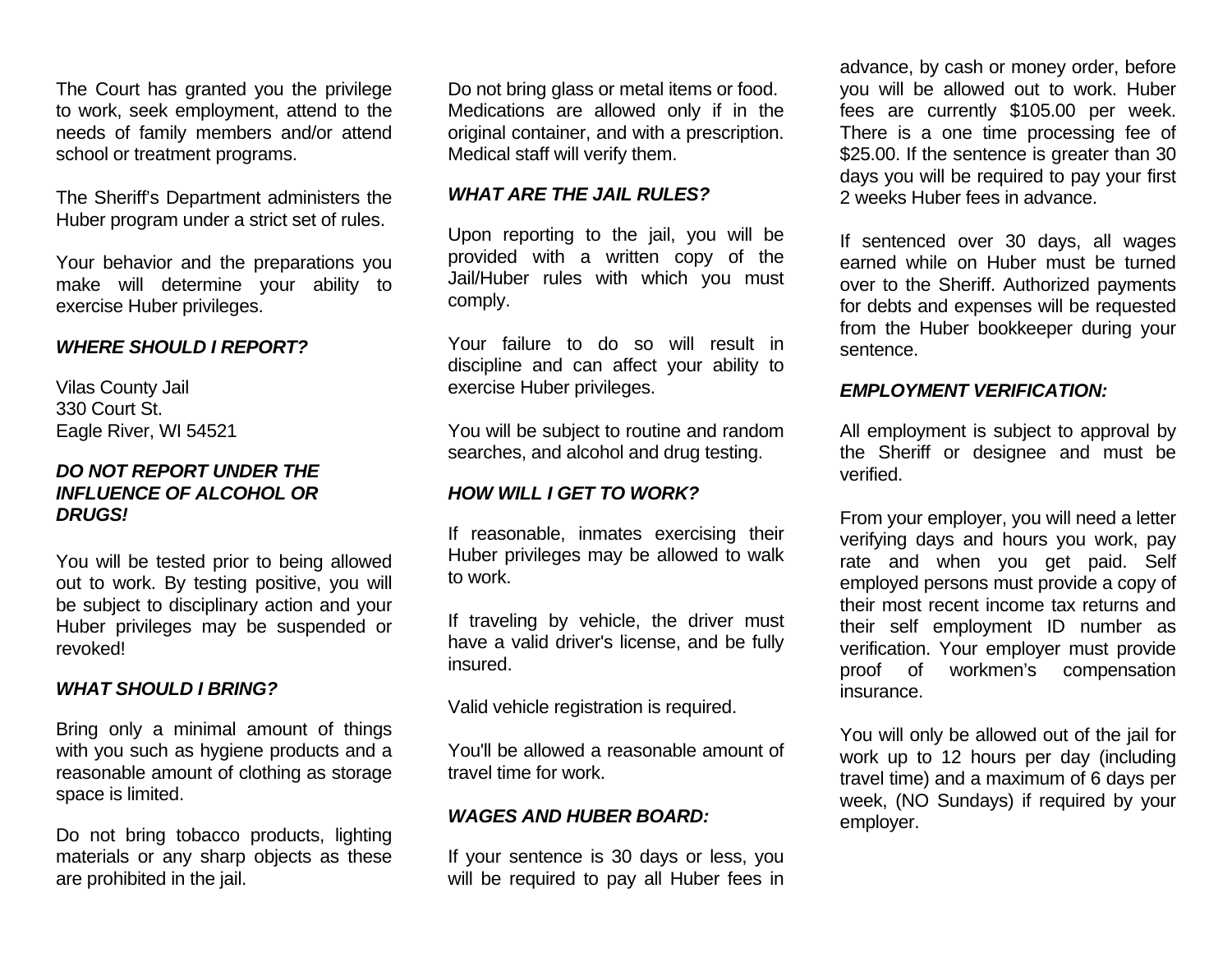The Court has granted you the privilege to work, seek employment, attend to the needs of family members and/or attend school or treatment programs.

The Sheriff's Department administers the Huber program under a strict set of rules.

Your behavior and the preparations you make will determine your ability to exercise Huber privileges.

***WHERE SHOULD I REPORT?***

Vilas County Jail
330 Court St.
Eagle River, WI 54521

***DO NOT REPORT UNDER THE INFLUENCE OF ALCOHOL OR DRUGS!***

You will be tested prior to being allowed out to work. By testing positive, you will be subject to disciplinary action and your Huber privileges may be suspended or revoked!

***WHAT SHOULD I BRING?***

Bring only a minimal amount of things with you such as hygiene products and a reasonable amount of clothing as storage space is limited.

Do not bring tobacco products, lighting materials or any sharp objects as these are prohibited in the jail.

Do not bring glass or metal items or food. Medications are allowed only if in the original container, and with a prescription. Medical staff will verify them.

***WHAT ARE THE JAIL RULES?***

Upon reporting to the jail, you will be provided with a written copy of the Jail/Huber rules with which you must comply.

Your failure to do so will result in discipline and can affect your ability to exercise Huber privileges.

You will be subject to routine and random searches, and alcohol and drug testing.

***HOW WILL I GET TO WORK?***

If reasonable, inmates exercising their Huber privileges may be allowed to walk to work.

If traveling by vehicle, the driver must have a valid driver's license, and be fully insured.

Valid vehicle registration is required.

You'll be allowed a reasonable amount of travel time for work.

***WAGES AND HUBER BOARD:***

If your sentence is 30 days or less, you will be required to pay all Huber fees in advance, by cash or money order, before you will be allowed out to work. Huber fees are currently $105.00 per week. There is a one time processing fee of $25.00. If the sentence is greater than 30 days you will be required to pay your first 2 weeks Huber fees in advance.

If sentenced over 30 days, all wages earned while on Huber must be turned over to the Sheriff. Authorized payments for debts and expenses will be requested from the Huber bookkeeper during your sentence.

***EMPLOYMENT VERIFICATION:***

All employment is subject to approval by the Sheriff or designee and must be verified.

From your employer, you will need a letter verifying days and hours you work, pay rate and when you get paid. Self employed persons must provide a copy of their most recent income tax returns and their self employment ID number as verification. Your employer must provide proof of workmen's compensation insurance.

You will only be allowed out of the jail for work up to 12 hours per day (including travel time) and a maximum of 6 days per week, (NO Sundays) if required by your employer.